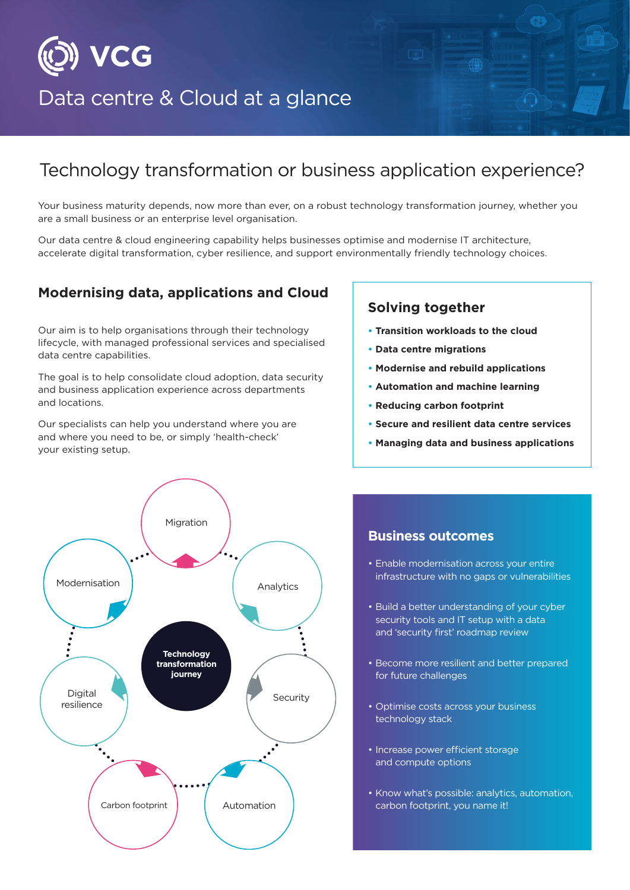# VCG

## Data centre & Cloud at a glance

## Technology transformation or business application experience?

Your business maturity depends, now more than ever, on a robust technology transformation journey, whether you are a small business or an enterprise level organisation.

Our data centre & cloud engineering capability helps businesses optimise and modernise IT architecture, accelerate digital transformation, cyber resilience, and support environmentally friendly technology choices.

### Modernising data, applications and Cloud

Our aim is to help organisations through their technology lifecycle, with managed professional services and specialised data centre capabilities.

The goal is to help consolidate cloud adoption, data security and business application experience across departments and locations.

Our specialists can help you understand where you are and where you need to be, or simply 'health-check' your existing setup.

### Solving together

- **Transition workloads to the cloud**
- **Data centre migrations**
- **Modernise and rebuild applications**
- **Automation and machine learning**
- **Reducing carbon footprint**
- **Secure and resilient data centre services**
- **Managing data and business applications**

**Technology transformation journey**

Migration, Analytics, Security, Automation, Carbon footprint, Digital resilience, Modernisation

### Business outcomes

- Enable modernisation across your entire infrastructure with no gaps or vulnerabilities
- Build a better understanding of your cyber security tools and IT setup with a data and 'security first' roadmap review
- Become more resilient and better prepared for future challenges
- Optimise costs across your business technology stack
- Increase power efficient storage and compute options
- Know what's possible: analytics, automation, carbon footprint, you name it!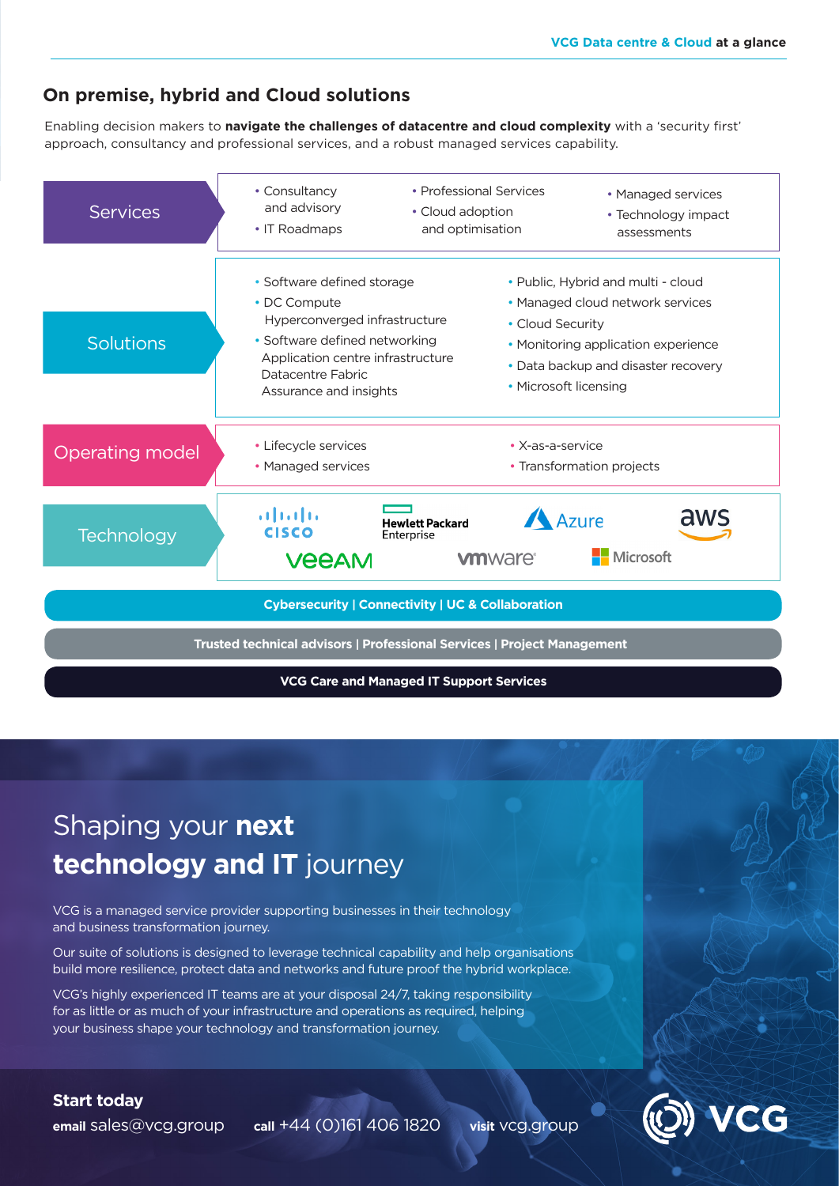## On premise, hybrid and Cloud solutions

Enabling decision makers to **navigate the challenges of datacentre and cloud complexity** with a 'security first' approach, consultancy and professional services, and a robust managed services capability.

### Services

- Consultancy and advisory
- IT Roadmaps
- Professional Services
- Cloud adoption and optimisation
- Managed services
- Technology impact assessments

### Solutions

- Software defined storage
- DC Compute
  Hyperconverged infrastructure
- Software defined networking
  Application centre infrastructure
  Datacentre Fabric
  Assurance and insights
- Public, Hybrid and multi - cloud
- Managed cloud network services
- Cloud Security
- Monitoring application experience
- Data backup and disaster recovery
- Microsoft licensing

### Operating model

- Lifecycle services
- Managed services
- X-as-a-service
- Transformation projects

### Technology

Cisco, Hewlett Packard Enterprise, Azure, aws, Veeam, vmware, Microsoft

**Cybersecurity | Connectivity | UC & Collaboration**

**Trusted technical advisors | Professional Services | Project Management**

**VCG Care and Managed IT Support Services**

## Shaping your **next technology and IT** journey

VCG is a managed service provider supporting businesses in their technology and business transformation journey.

Our suite of solutions is designed to leverage technical capability and help organisations build more resilience, protect data and networks and future proof the hybrid workplace.

VCG's highly experienced IT teams are at your disposal 24/7, taking responsibility for as little or as much of your infrastructure and operations as required, helping your business shape your technology and transformation journey.

**Start today**

**email** sales@vcg.group **call** +44 (0)161 406 1820 **visit** vcg.group

VCG